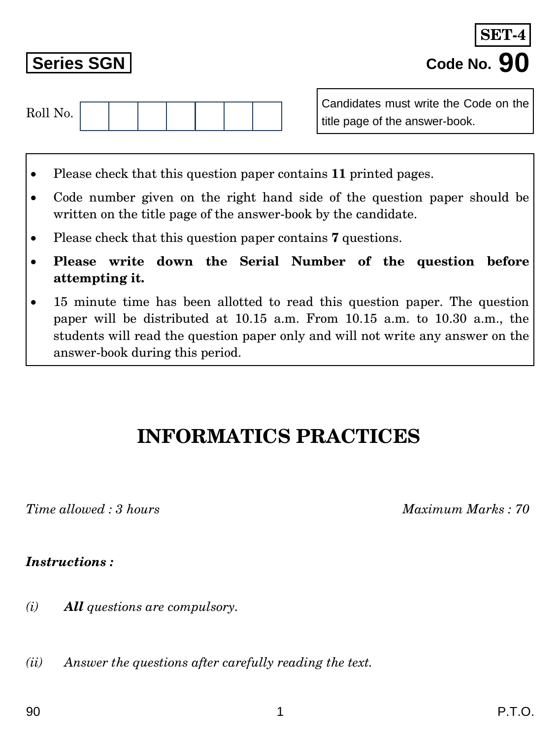**SET-4**

**Series SGN**

**Code No. 90**

Roll No. | | | | | | | |

Candidates must write the Code on the title page of the answer-book.

- Please check that this question paper contains **11** printed pages.
- Code number given on the right hand side of the question paper should be written on the title page of the answer-book by the candidate.
- Please check that this question paper contains **7** questions.
- **Please write down the Serial Number of the question before attempting it.**
- 15 minute time has been allotted to read this question paper. The question paper will be distributed at 10.15 a.m. From 10.15 a.m. to 10.30 a.m., the students will read the question paper only and will not write any answer on the answer-book during this period.

# INFORMATICS PRACTICES

*Time allowed : 3 hours* *Maximum Marks : 70*

***Instructions :***

*(i)* ***All*** *questions are compulsory.*

*(ii)* *Answer the questions after carefully reading the text.*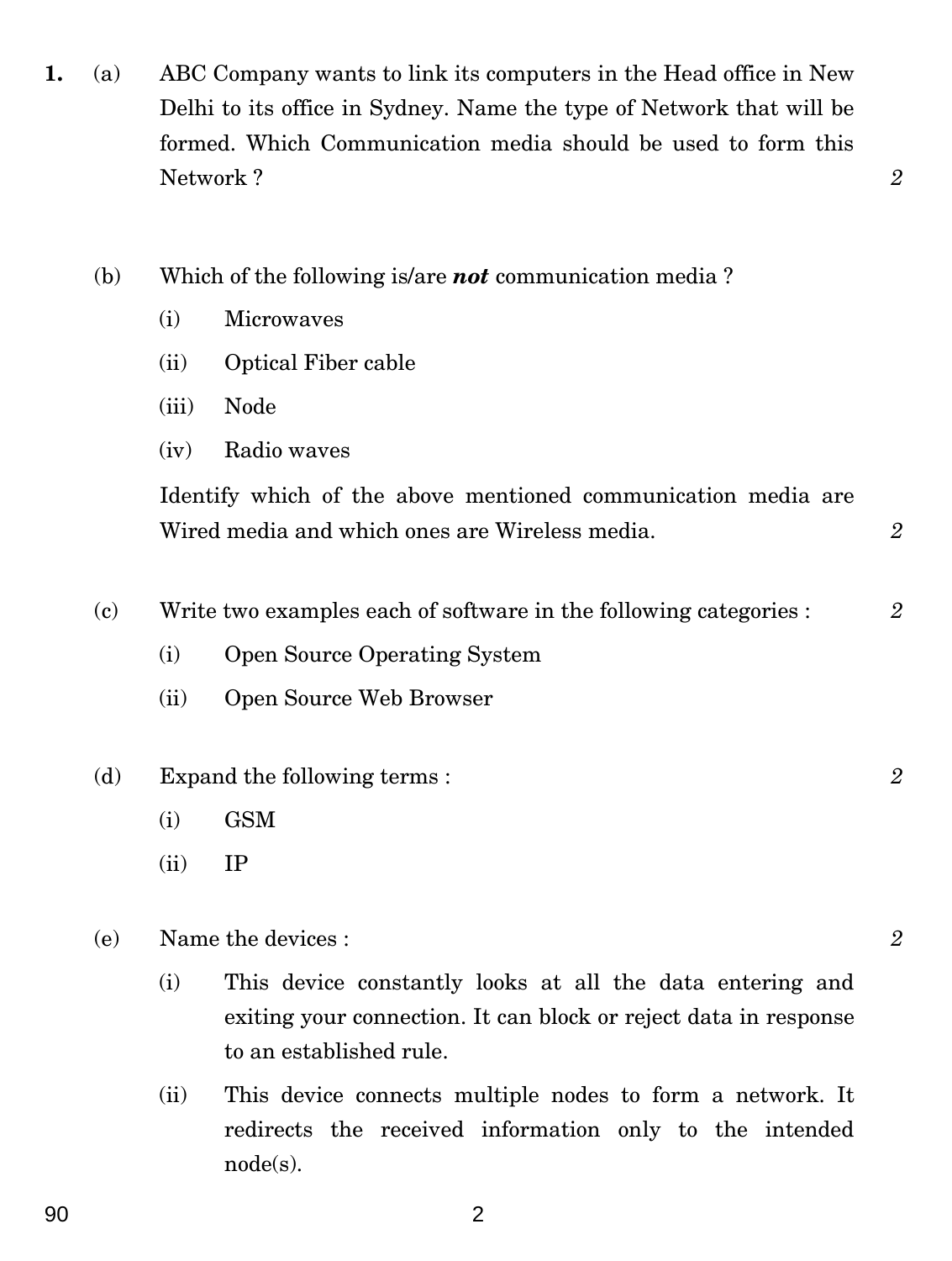**1.** (a) ABC Company wants to link its computers in the Head office in New Delhi to its office in Sydney. Name the type of Network that will be formed. Which Communication media should be used to form this Network ? *2*

(b) Which of the following is/are ***not*** communication media ?

(i) Microwaves

(ii) Optical Fiber cable

(iii) Node

(iv) Radio waves

Identify which of the above mentioned communication media are Wired media and which ones are Wireless media. *2*

(c) Write two examples each of software in the following categories : *2*

(i) Open Source Operating System

(ii) Open Source Web Browser

(d) Expand the following terms : *2*

(i) GSM

(ii) IP

(e) Name the devices : *2*

(i) This device constantly looks at all the data entering and exiting your connection. It can block or reject data in response to an established rule.

(ii) This device connects multiple nodes to form a network. It redirects the received information only to the intended node(s).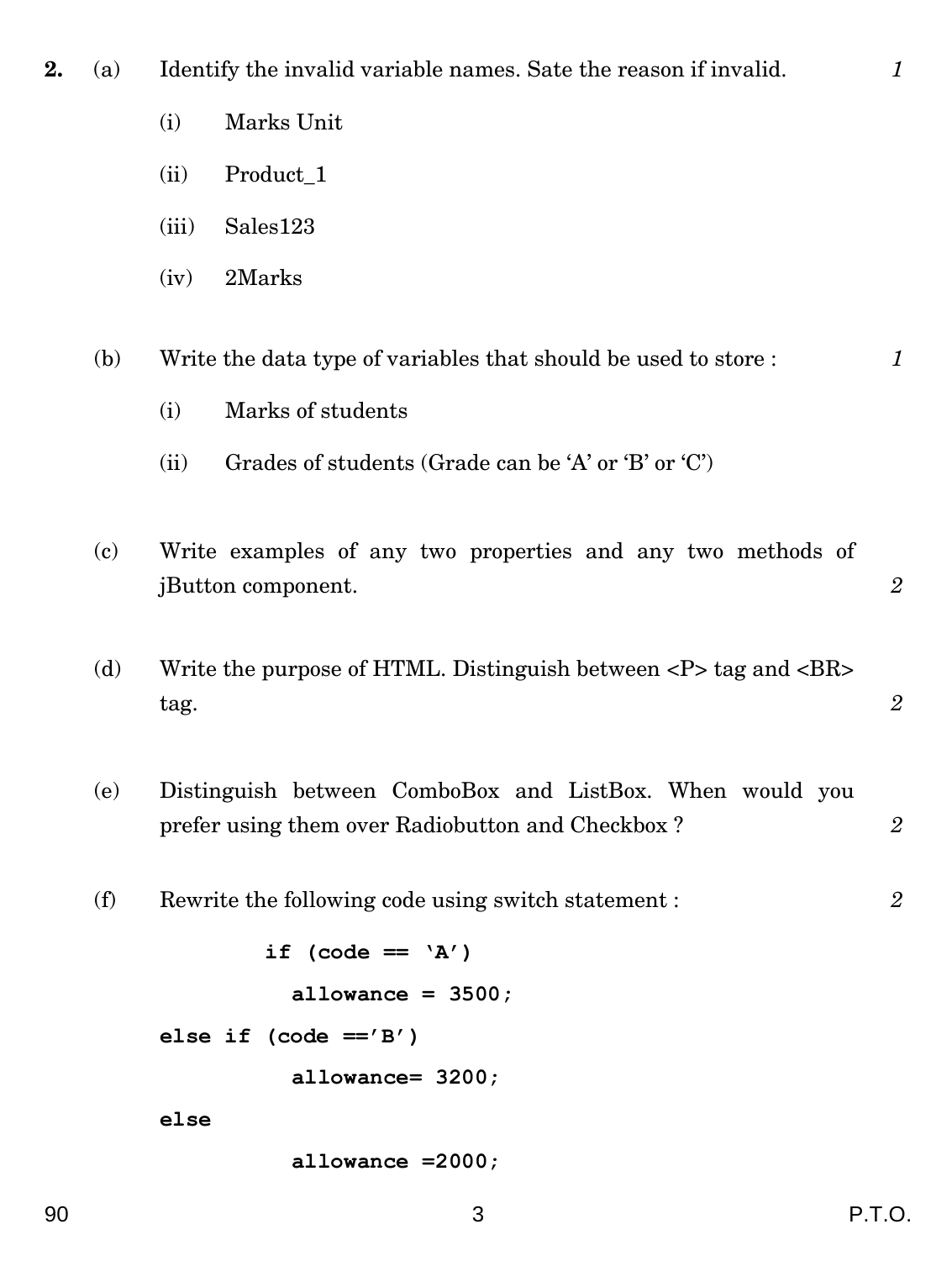2\. (a) Identify the invalid variable names. Sate the reason if invalid. *1*

(i) Marks Unit

(ii) Product_1

(iii) Sales123

(iv) 2Marks

(b) Write the data type of variables that should be used to store : *1*

(i) Marks of students

(ii) Grades of students (Grade can be 'A' or 'B' or 'C')

(c) Write examples of any two properties and any two methods of jButton component. *2*

(d) Write the purpose of HTML. Distinguish between <P> tag and <BR> tag. *2*

(e) Distinguish between ComboBox and ListBox. When would you prefer using them over Radiobutton and Checkbox ? *2*

(f) Rewrite the following code using switch statement : *2*

```
        if (code == 'A')
          allowance = 3500;
else if (code =='B')
          allowance= 3200;
else
          allowance =2000;
```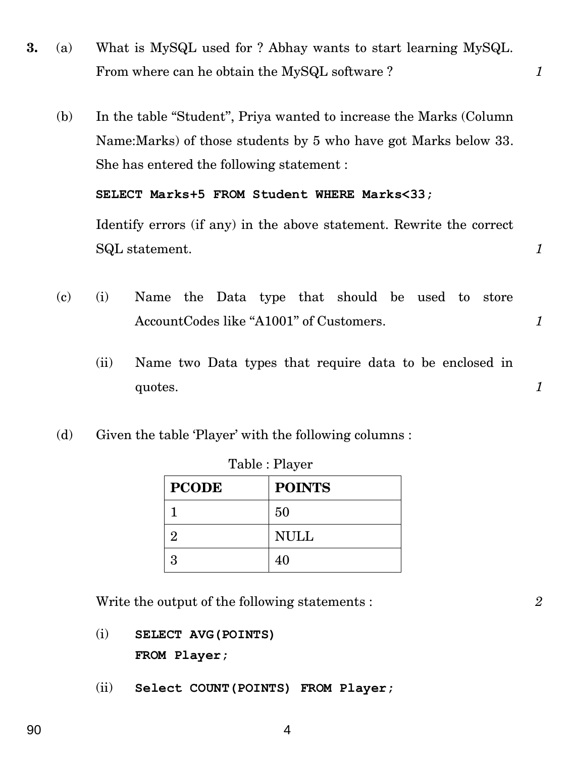**3.** (a) What is MySQL used for ? Abhay wants to start learning MySQL. From where can he obtain the MySQL software ? *1*

(b) In the table "Student", Priya wanted to increase the Marks (Column Name:Marks) of those students by 5 who have got Marks below 33. She has entered the following statement :

```
SELECT Marks+5 FROM Student WHERE Marks<33;
```

Identify errors (if any) in the above statement. Rewrite the correct SQL statement. *1*

(c) (i) Name the Data type that should be used to store AccountCodes like "A1001" of Customers. *1*

(ii) Name two Data types that require data to be enclosed in quotes. *1*

(d) Given the table 'Player' with the following columns :

Table : Player

| PCODE | POINTS |
|---|---|
| 1 | 50 |
| 2 | NULL |
| 3 | 40 |

Write the output of the following statements : *2*

(i)
```
SELECT AVG(POINTS)
FROM Player;
```

(ii)
```
Select COUNT(POINTS) FROM Player;
```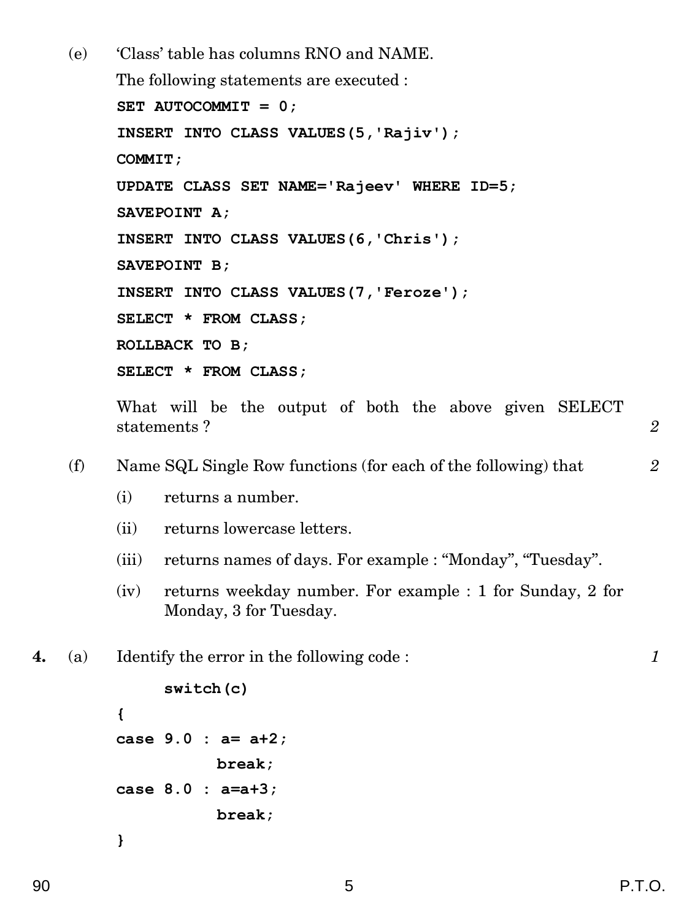(e) 'Class' table has columns RNO and NAME.

The following statements are executed :

```
SET AUTOCOMMIT = 0;
INSERT INTO CLASS VALUES(5,'Rajiv');
COMMIT;
UPDATE CLASS SET NAME='Rajeev' WHERE ID=5;
SAVEPOINT A;
INSERT INTO CLASS VALUES(6,'Chris');
SAVEPOINT B;
INSERT INTO CLASS VALUES(7,'Feroze');
SELECT * FROM CLASS;
ROLLBACK TO B;
SELECT * FROM CLASS;
```

What will be the output of both the above given SELECT statements ? *2*

(f) Name SQL Single Row functions (for each of the following) that *2*

(i) returns a number.

(ii) returns lowercase letters.

(iii) returns names of days. For example : "Monday", "Tuesday".

(iv) returns weekday number. For example : 1 for Sunday, 2 for Monday, 3 for Tuesday.

**4.** (a) Identify the error in the following code : *1*

```
switch(c)
{
case 9.0 : a= a+2;
           break;
case 8.0 : a=a+3;
           break;
}
```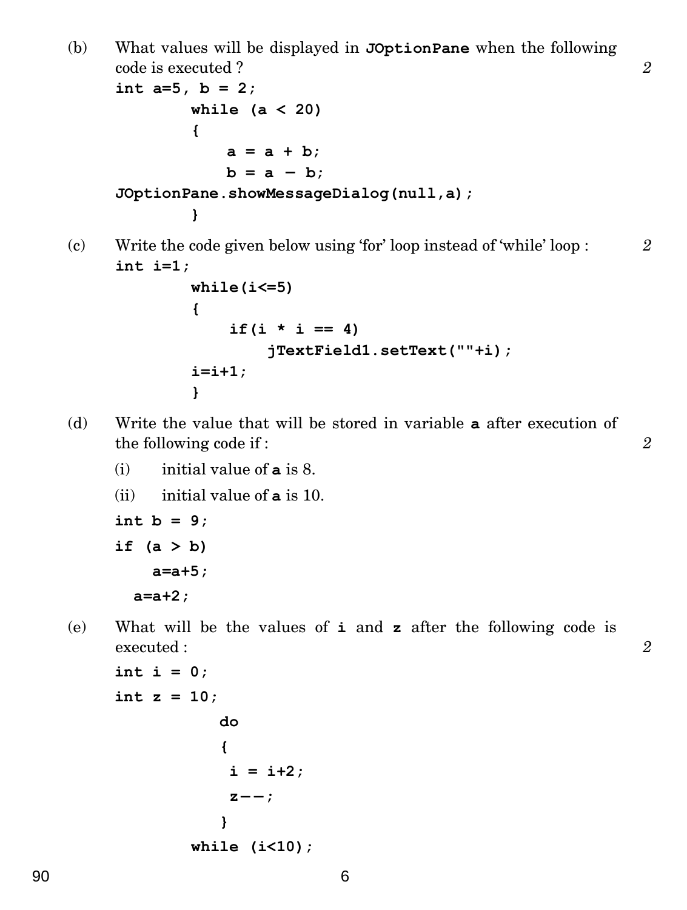(b) What values will be displayed in **JOptionPane** when the following code is executed ? *2*

```
int a=5, b = 2;
        while (a < 20)
        {
            a = a + b;
            b = a - b;
JOptionPane.showMessageDialog(null,a);
        }
```

(c) Write the code given below using 'for' loop instead of 'while' loop : *2*

```
int i=1;
        while(i<=5)
        {
            if(i * i == 4)
                jTextField1.setText(""+i);
        i=i+1;
        }
```

(d) Write the value that will be stored in variable **a** after execution of the following code if : *2*

(i) initial value of **a** is 8.

(ii) initial value of **a** is 10.

```
int b = 9;
if (a > b)
    a=a+5;
  a=a+2;
```

(e) What will be the values of **i** and **z** after the following code is executed : *2*

```
int i = 0;
int z = 10;
            do
            {
             i = i+2;
             z--;
            }
        while (i<10);
```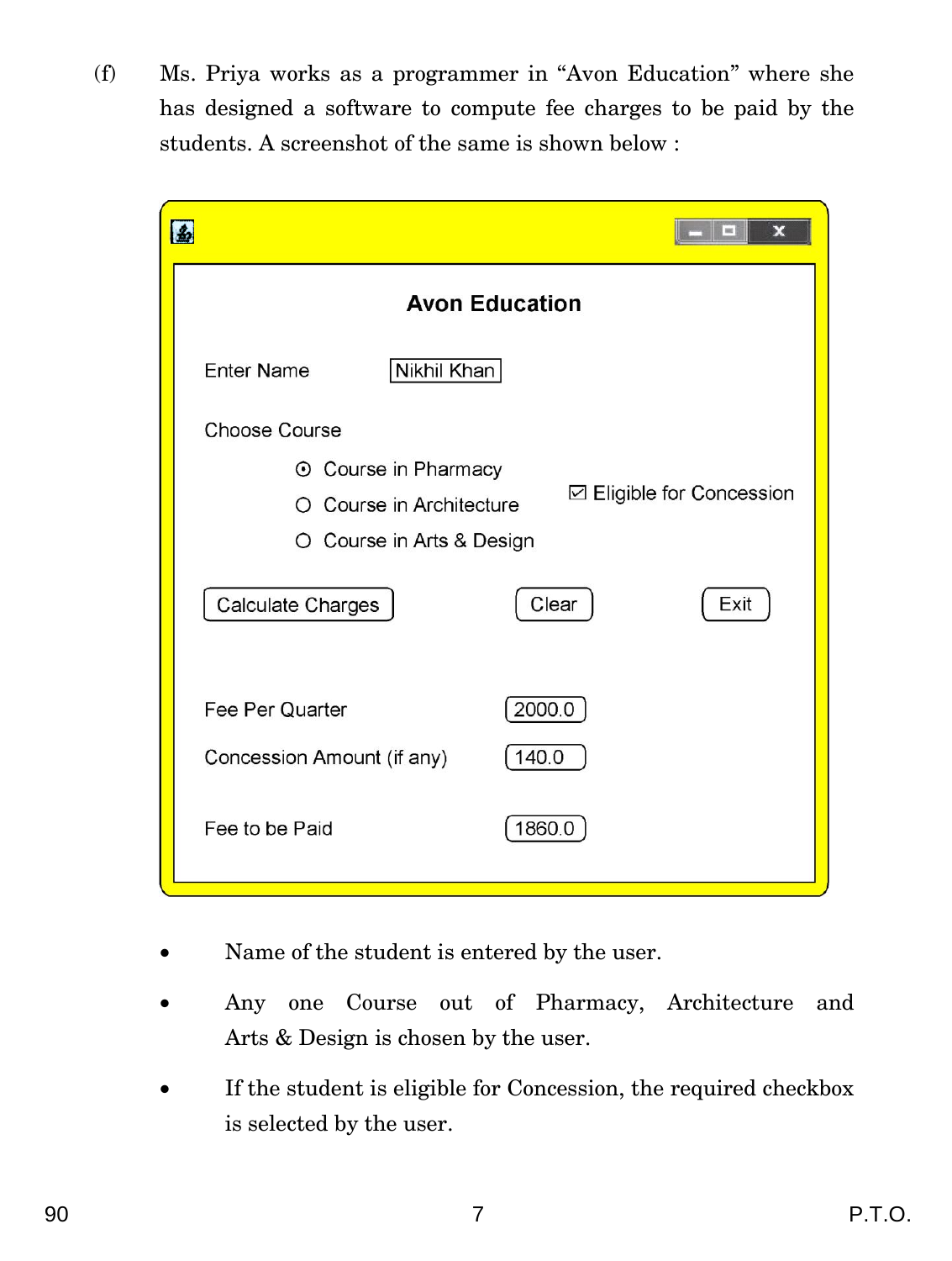(f) Ms. Priya works as a programmer in "Avon Education" where she has designed a software to compute fee charges to be paid by the students. A screenshot of the same is shown below :

**Avon Education**

Enter Name: Nikhil Khan

Choose Course

- ⦿ Course in Pharmacy
- ○ Course in Architecture
- ○ Course in Arts & Design

☑ Eligible for Concession

[Calculate Charges] [Clear] [Exit]

Fee Per Quarter: 2000.0

Concession Amount (if any): 140.0

Fee to be Paid: 1860.0

- Name of the student is entered by the user.
- Any one Course out of Pharmacy, Architecture and Arts & Design is chosen by the user.
- If the student is eligible for Concession, the required checkbox is selected by the user.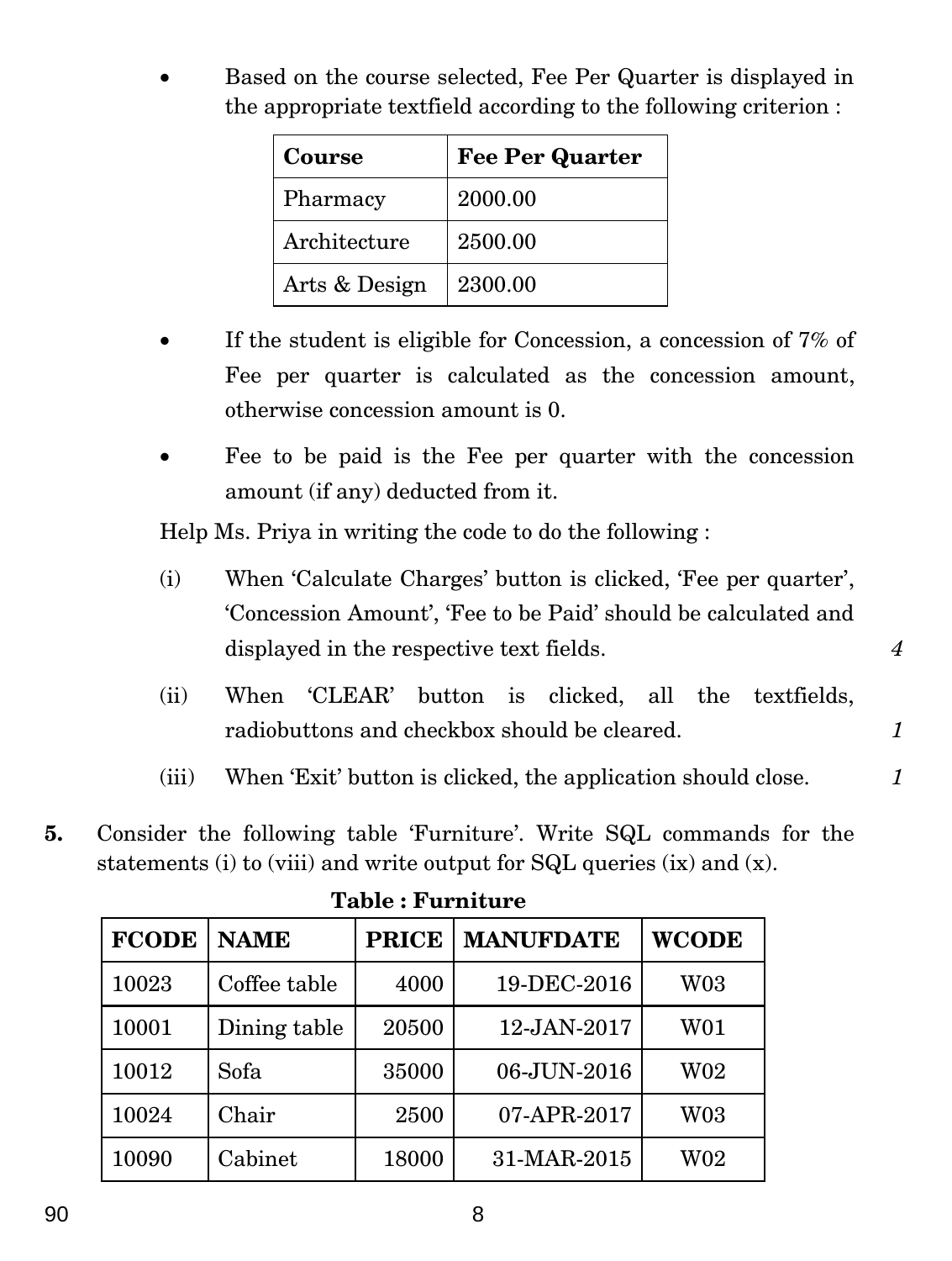- Based on the course selected, Fee Per Quarter is displayed in the appropriate textfield according to the following criterion :

| **Course** | **Fee Per Quarter** |
|---|---|
| Pharmacy | 2000.00 |
| Architecture | 2500.00 |
| Arts & Design | 2300.00 |

- If the student is eligible for Concession, a concession of 7% of Fee per quarter is calculated as the concession amount, otherwise concession amount is 0.
- Fee to be paid is the Fee per quarter with the concession amount (if any) deducted from it.

Help Ms. Priya in writing the code to do the following :

(i) When 'Calculate Charges' button is clicked, 'Fee per quarter', 'Concession Amount', 'Fee to be Paid' should be calculated and displayed in the respective text fields. *4*

(ii) When 'CLEAR' button is clicked, all the textfields, radiobuttons and checkbox should be cleared. *1*

(iii) When 'Exit' button is clicked, the application should close. *1*

**5.** Consider the following table 'Furniture'. Write SQL commands for the statements (i) to (viii) and write output for SQL queries (ix) and (x).

**Table : Furniture**

| **FCODE** | **NAME** | **PRICE** | **MANUFDATE** | **WCODE** |
|---|---|---|---|---|
| 10023 | Coffee table | 4000 | 19-DEC-2016 | W03 |
| 10001 | Dining table | 20500 | 12-JAN-2017 | W01 |
| 10012 | Sofa | 35000 | 06-JUN-2016 | W02 |
| 10024 | Chair | 2500 | 07-APR-2017 | W03 |
| 10090 | Cabinet | 18000 | 31-MAR-2015 | W02 |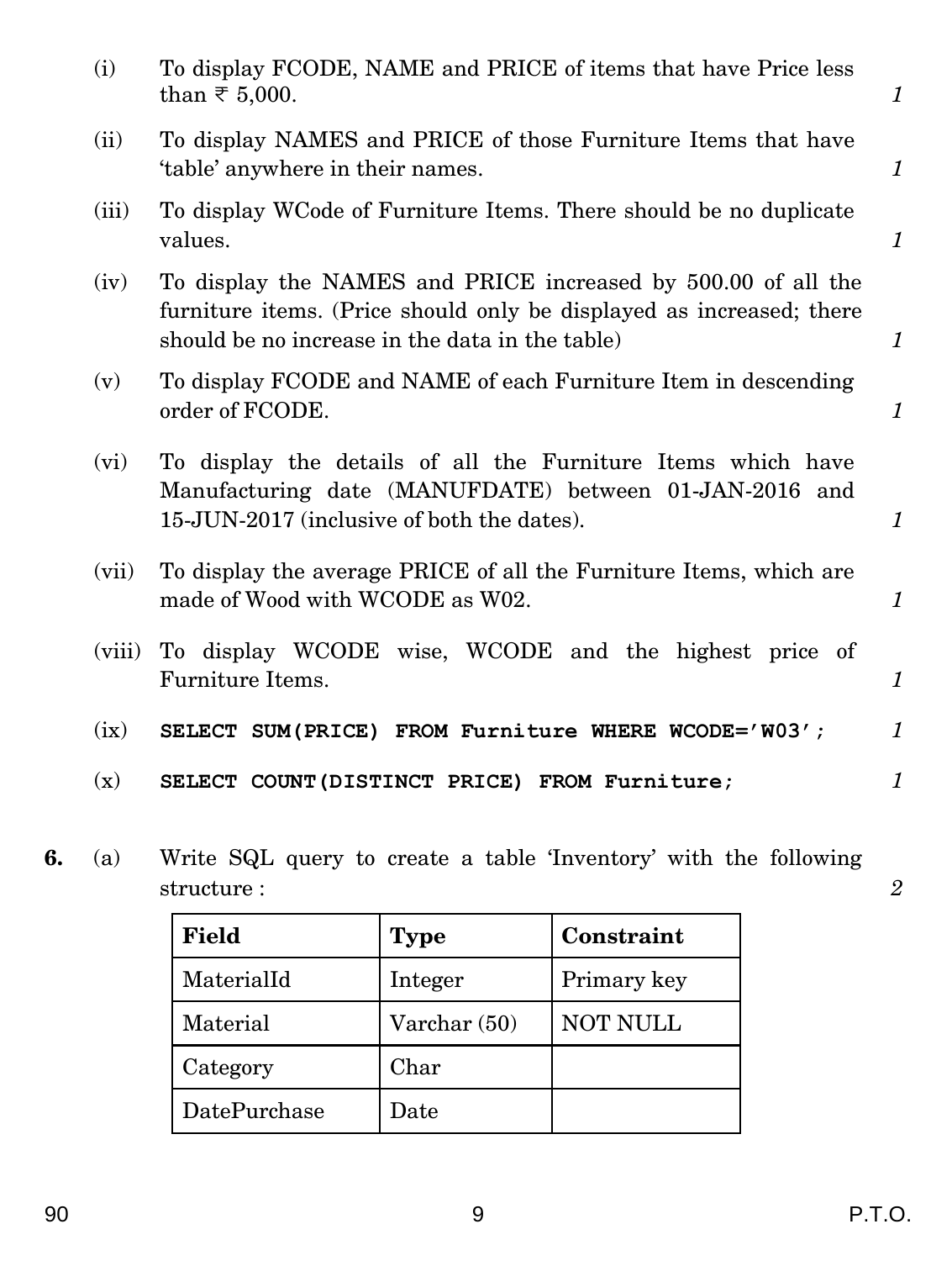(i) To display FCODE, NAME and PRICE of items that have Price less than ₹ 5,000. *1*

(ii) To display NAMES and PRICE of those Furniture Items that have 'table' anywhere in their names. *1*

(iii) To display WCode of Furniture Items. There should be no duplicate values. *1*

(iv) To display the NAMES and PRICE increased by 500.00 of all the furniture items. (Price should only be displayed as increased; there should be no increase in the data in the table) *1*

(v) To display FCODE and NAME of each Furniture Item in descending order of FCODE. *1*

(vi) To display the details of all the Furniture Items which have Manufacturing date (MANUFDATE) between 01-JAN-2016 and 15-JUN-2017 (inclusive of both the dates). *1*

(vii) To display the average PRICE of all the Furniture Items, which are made of Wood with WCODE as W02. *1*

(viii) To display WCODE wise, WCODE and the highest price of Furniture Items. *1*

(ix) **SELECT SUM(PRICE) FROM Furniture WHERE WCODE='W03';** *1*

(x) **SELECT COUNT(DISTINCT PRICE) FROM Furniture;** *1*

**6.** (a) Write SQL query to create a table 'Inventory' with the following structure : *2*

| Field | Type | Constraint |
|---|---|---|
| MaterialId | Integer | Primary key |
| Material | Varchar (50) | NOT NULL |
| Category | Char | |
| DatePurchase | Date | |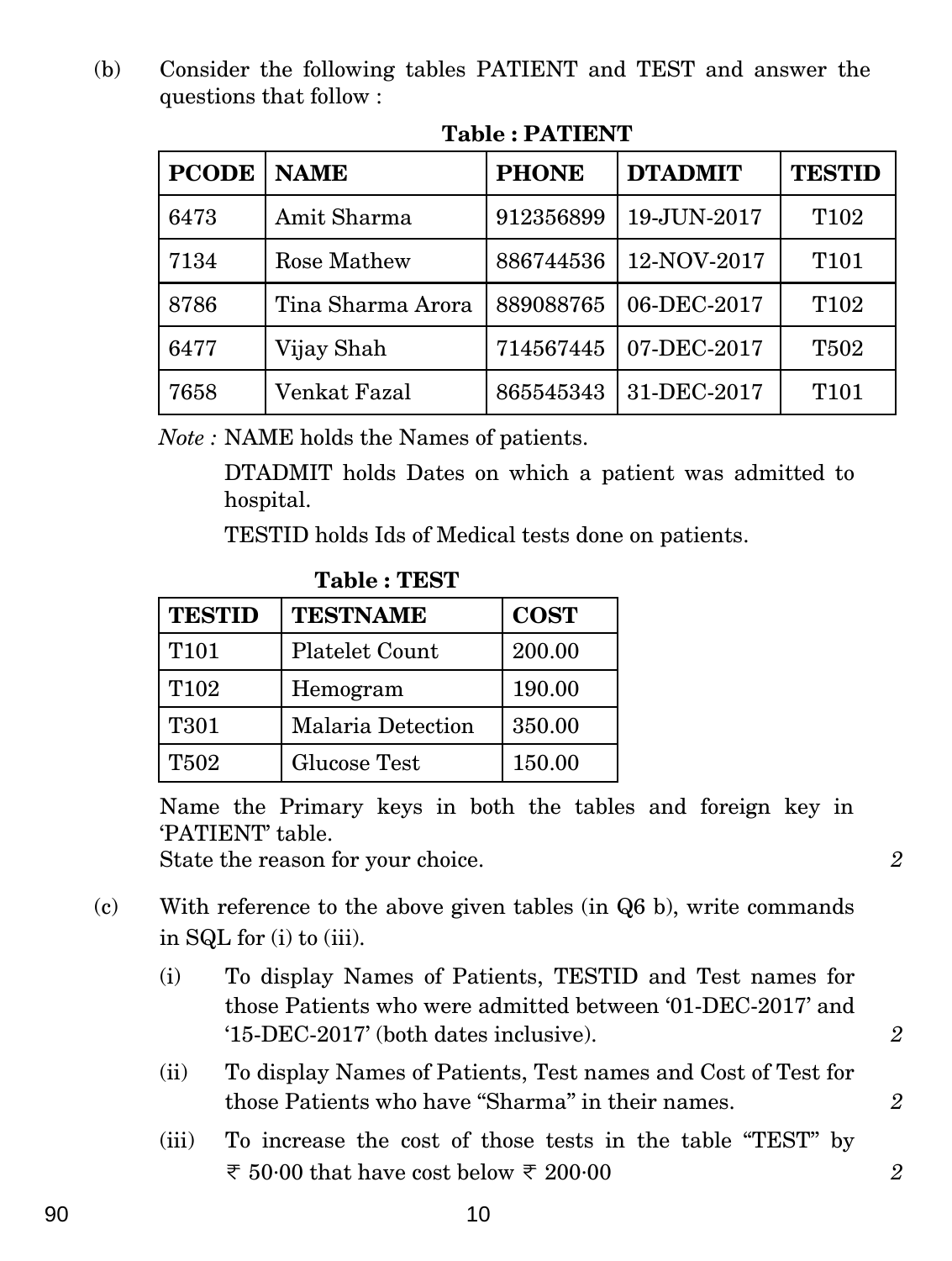(b) Consider the following tables PATIENT and TEST and answer the questions that follow :

**Table : PATIENT**

| PCODE | NAME | PHONE | DTADMIT | TESTID |
|---|---|---|---|---|
| 6473 | Amit Sharma | 912356899 | 19-JUN-2017 | T102 |
| 7134 | Rose Mathew | 886744536 | 12-NOV-2017 | T101 |
| 8786 | Tina Sharma Arora | 889088765 | 06-DEC-2017 | T102 |
| 6477 | Vijay Shah | 714567445 | 07-DEC-2017 | T502 |
| 7658 | Venkat Fazal | 865545343 | 31-DEC-2017 | T101 |

*Note :* NAME holds the Names of patients.

DTADMIT holds Dates on which a patient was admitted to hospital.

TESTID holds Ids of Medical tests done on patients.

**Table : TEST**

| TESTID | TESTNAME | COST |
|---|---|---|
| T101 | Platelet Count | 200.00 |
| T102 | Hemogram | 190.00 |
| T301 | Malaria Detection | 350.00 |
| T502 | Glucose Test | 150.00 |

Name the Primary keys in both the tables and foreign key in 'PATIENT' table.
State the reason for your choice. *2*

(c) With reference to the above given tables (in Q6 b), write commands in SQL for (i) to (iii).

(i) To display Names of Patients, TESTID and Test names for those Patients who were admitted between '01-DEC-2017' and '15-DEC-2017' (both dates inclusive). *2*

(ii) To display Names of Patients, Test names and Cost of Test for those Patients who have "Sharma" in their names. *2*

(iii) To increase the cost of those tests in the table "TEST" by ₹ 50·00 that have cost below ₹ 200·00 *2*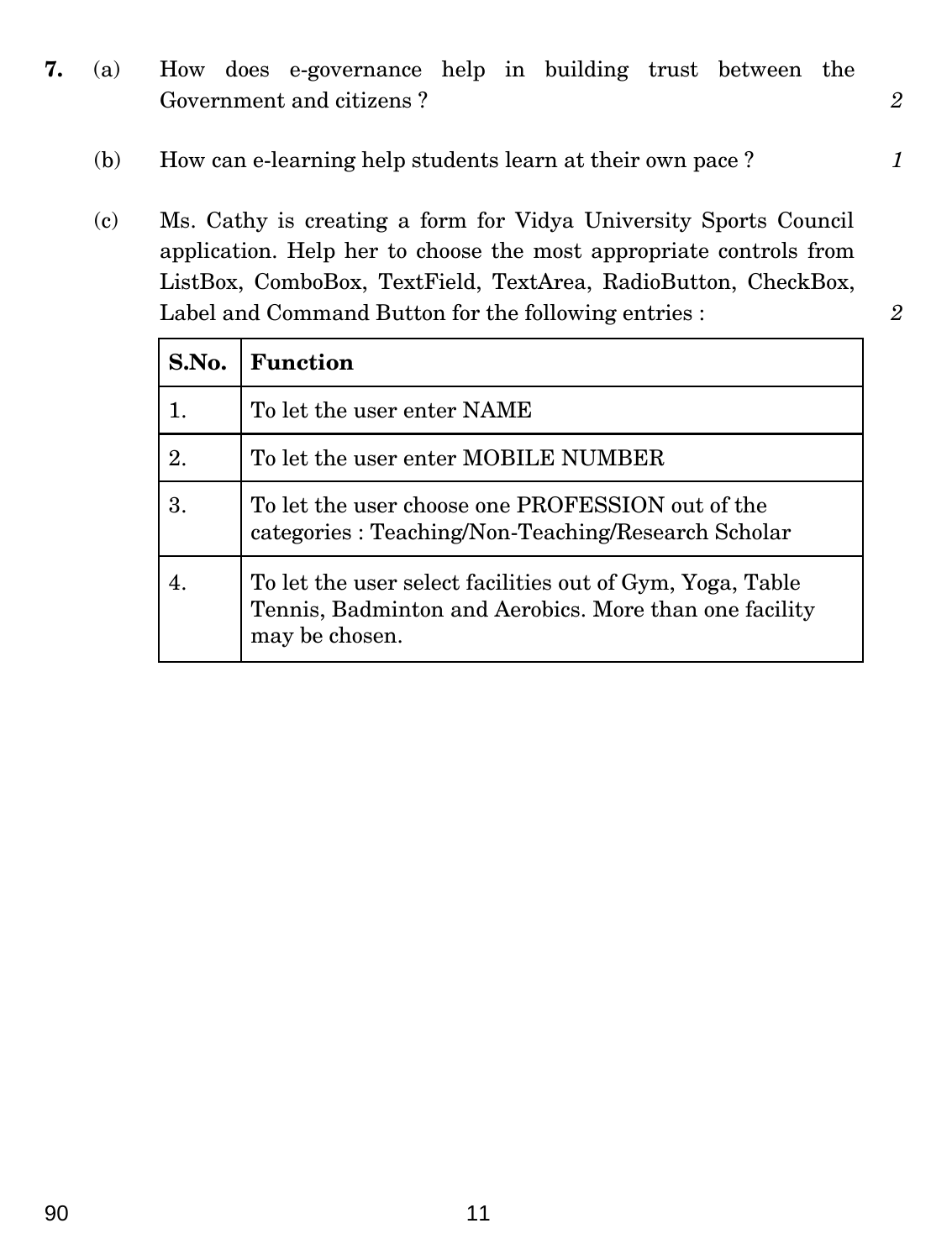**7.** (a) How does e-governance help in building trust between the Government and citizens ? *2*

(b) How can e-learning help students learn at their own pace ? *1*

(c) Ms. Cathy is creating a form for Vidya University Sports Council application. Help her to choose the most appropriate controls from ListBox, ComboBox, TextField, TextArea, RadioButton, CheckBox, Label and Command Button for the following entries : *2*

| **S.No.** | **Function** |
|---|---|
| 1. | To let the user enter NAME |
| 2. | To let the user enter MOBILE NUMBER |
| 3. | To let the user choose one PROFESSION out of the categories : Teaching/Non-Teaching/Research Scholar |
| 4. | To let the user select facilities out of Gym, Yoga, Table Tennis, Badminton and Aerobics. More than one facility may be chosen. |